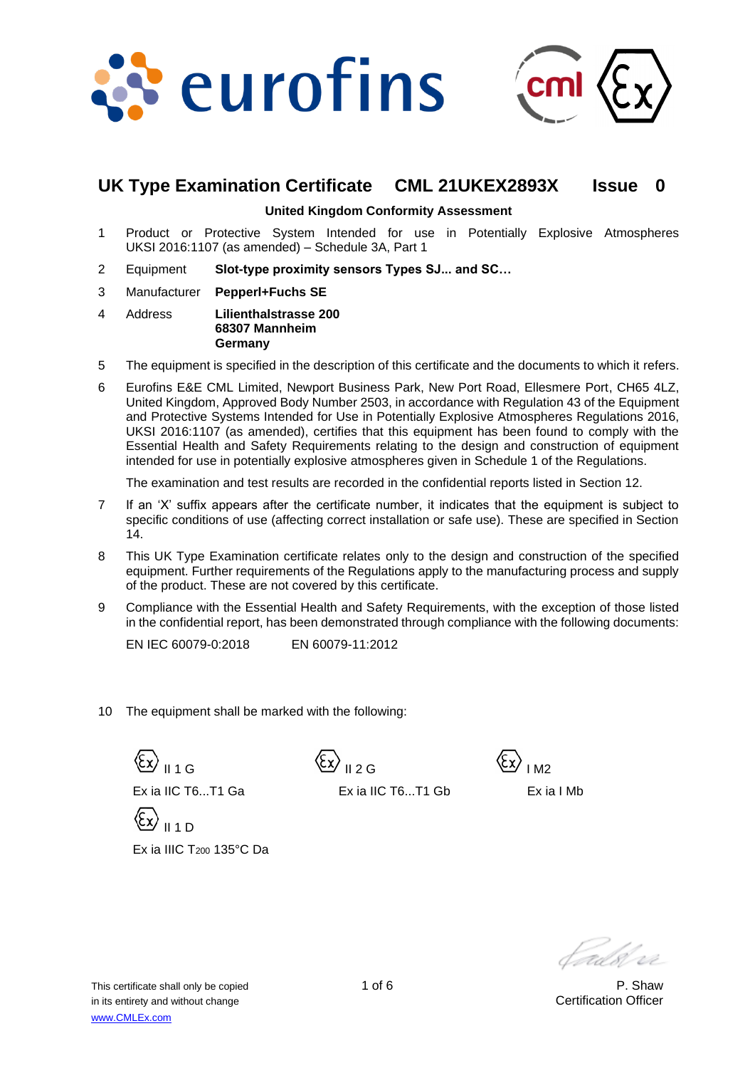# UK Type Examination Certificate  CML 21UKEX2893X  Issue 0

**United Kingdom Conformity Assessment**

1 Product or Protective System Intended for use in Potentially Explosive Atmospheres UKSI 2016:1107 (as amended) – Schedule 3A, Part 1

2 Equipment **Slot-type proximity sensors Types SJ... and SC…**

3 Manufacturer **Pepperl+Fuchs SE**

4 Address **Lilienthalstrasse 200**
**68307 Mannheim**
**Germany**

5 The equipment is specified in the description of this certificate and the documents to which it refers.

6 Eurofins E&E CML Limited, Newport Business Park, New Port Road, Ellesmere Port, CH65 4LZ, United Kingdom, Approved Body Number 2503, in accordance with Regulation 43 of the Equipment and Protective Systems Intended for Use in Potentially Explosive Atmospheres Regulations 2016, UKSI 2016:1107 (as amended), certifies that this equipment has been found to comply with the Essential Health and Safety Requirements relating to the design and construction of equipment intended for use in potentially explosive atmospheres given in Schedule 1 of the Regulations.

The examination and test results are recorded in the confidential reports listed in Section 12.

7 If an 'X' suffix appears after the certificate number, it indicates that the equipment is subject to specific conditions of use (affecting correct installation or safe use). These are specified in Section 14.

8 This UK Type Examination certificate relates only to the design and construction of the specified equipment. Further requirements of the Regulations apply to the manufacturing process and supply of the product. These are not covered by this certificate.

9 Compliance with the Essential Health and Safety Requirements, with the exception of those listed in the confidential report, has been demonstrated through compliance with the following documents:

EN IEC 60079-0:2018  EN 60079-11:2012

10 The equipment shall be marked with the following:

Ex II 1 G
Ex ia IIC T6...T1 Ga

Ex II 1 D
Ex ia IIIC $T_{200}$ 135°C Da

Ex II 2 G
Ex ia IIC T6...T1 Gb

Ex I M2
Ex ia I Mb

P. Shaw
Certification Officer

This certificate shall only be copied in its entirety and without change
www.CMLEx.com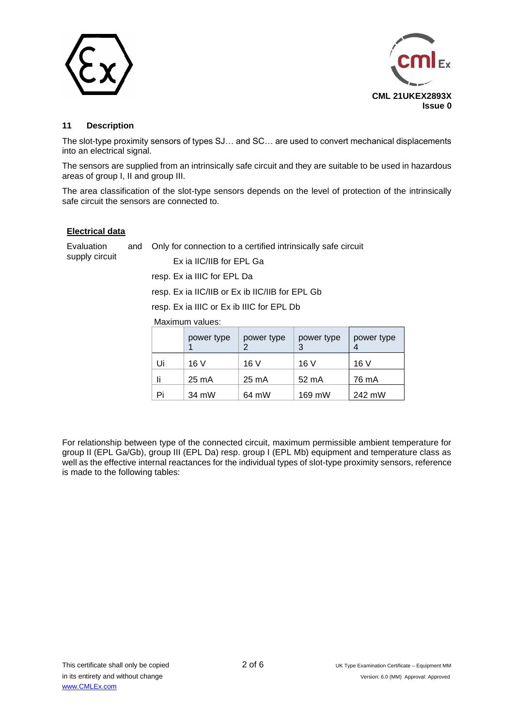## 11 Description

The slot-type proximity sensors of types SJ… and SC… are used to convert mechanical displacements into an electrical signal.

The sensors are supplied from an intrinsically safe circuit and they are suitable to be used in hazardous areas of group I, II and group III.

The area classification of the slot-type sensors depends on the level of protection of the intrinsically safe circuit the sensors are connected to.

**Electrical data**

Evaluation and supply circuit

Only for connection to a certified intrinsically safe circuit

Ex ia IIC/IIB for EPL Ga

resp. Ex ia IIIC for EPL Da

resp. Ex ia IIC/IIB or Ex ib IIC/IIB for EPL Gb

resp. Ex ia IIIC or Ex ib IIIC for EPL Db

Maximum values:

| | power type 1 | power type 2 | power type 3 | power type 4 |
|---|---|---|---|---|
| Ui | 16 V | 16 V | 16 V | 16 V |
| Ii | 25 mA | 25 mA | 52 mA | 76 mA |
| Pi | 34 mW | 64 mW | 169 mW | 242 mW |

For relationship between type of the connected circuit, maximum permissible ambient temperature for group II (EPL Ga/Gb), group III (EPL Da) resp. group I (EPL Mb) equipment and temperature class as well as the effective internal reactances for the individual types of slot-type proximity sensors, reference is made to the following tables: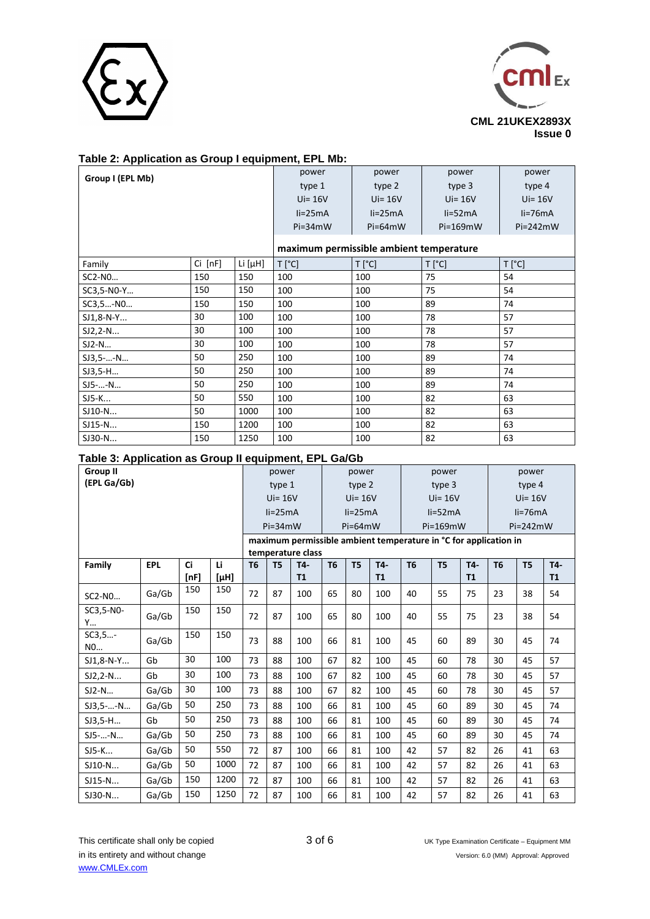## Table 2: Application as Group I equipment, EPL Mb:

| Group I (EPL Mb) | | | power type 1 Ui= 16V Ii=25mA Pi=34mW | power type 2 Ui= 16V Ii=25mA Pi=64mW | power type 3 Ui= 16V Ii=52mA Pi=169mW | power type 4 Ui= 16V Ii=76mA Pi=242mW |
|---|---|---|---|---|---|---|
| | | | maximum permissible ambient temperature | | | |
| Family | Ci [nF] | Li [µH] | T [°C] | T [°C] | T [°C] | T [°C] |
| SC2-N0… | 150 | 150 | 100 | 100 | 75 | 54 |
| SC3,5-N0-Y… | 150 | 150 | 100 | 100 | 75 | 54 |
| SC3,5…-N0… | 150 | 150 | 100 | 100 | 89 | 74 |
| SJ1,8-N-Y… | 30 | 100 | 100 | 100 | 78 | 57 |
| SJ2,2-N… | 30 | 100 | 100 | 100 | 78 | 57 |
| SJ2-N… | 30 | 100 | 100 | 100 | 78 | 57 |
| SJ3,5-…-N… | 50 | 250 | 100 | 100 | 89 | 74 |
| SJ3,5-H… | 50 | 250 | 100 | 100 | 89 | 74 |
| SJ5-…-N… | 50 | 250 | 100 | 100 | 89 | 74 |
| SJ5-K… | 50 | 550 | 100 | 100 | 82 | 63 |
| SJ10-N… | 50 | 1000 | 100 | 100 | 82 | 63 |
| SJ15-N… | 150 | 1200 | 100 | 100 | 82 | 63 |
| SJ30-N… | 150 | 1250 | 100 | 100 | 82 | 63 |

## Table 3: Application as Group II equipment, EPL Ga/Gb

| Group II (EPL Ga/Gb) | | | | power type 1 Ui= 16V Ii=25mA Pi=34mW | | | power type 2 Ui= 16V Ii=25mA Pi=64mW | | | power type 3 Ui= 16V Ii=52mA Pi=169mW | | | power type 4 Ui= 16V Ii=76mA Pi=242mW | | |
|---|---|---|---|---|---|---|---|---|---|---|---|---|---|---|---|
| | | | | maximum permissible ambient temperature in °C for application in temperature class | | | | | | | | | | | |
| **Family** | **EPL** | **Ci [nF]** | **Li [µH]** | **T6** | **T5** | **T4-T1** | **T6** | **T5** | **T4-T1** | **T6** | **T5** | **T4-T1** | **T6** | **T5** | **T4-T1** |
| SC2-N0… | Ga/Gb | 150 | 150 | 72 | 87 | 100 | 65 | 80 | 100 | 40 | 55 | 75 | 23 | 38 | 54 |
| SC3,5-N0-Y… | Ga/Gb | 150 | 150 | 72 | 87 | 100 | 65 | 80 | 100 | 40 | 55 | 75 | 23 | 38 | 54 |
| SC3,5…-N0… | Ga/Gb | 150 | 150 | 73 | 88 | 100 | 66 | 81 | 100 | 45 | 60 | 89 | 30 | 45 | 74 |
| SJ1,8-N-Y… | Gb | 30 | 100 | 73 | 88 | 100 | 67 | 82 | 100 | 45 | 60 | 78 | 30 | 45 | 57 |
| SJ2,2-N… | Gb | 30 | 100 | 73 | 88 | 100 | 67 | 82 | 100 | 45 | 60 | 78 | 30 | 45 | 57 |
| SJ2-N… | Ga/Gb | 30 | 100 | 73 | 88 | 100 | 67 | 82 | 100 | 45 | 60 | 78 | 30 | 45 | 57 |
| SJ3,5-…-N… | Ga/Gb | 50 | 250 | 73 | 88 | 100 | 66 | 81 | 100 | 45 | 60 | 89 | 30 | 45 | 74 |
| SJ3,5-H… | Gb | 50 | 250 | 73 | 88 | 100 | 66 | 81 | 100 | 45 | 60 | 89 | 30 | 45 | 74 |
| SJ5-…-N… | Ga/Gb | 50 | 250 | 73 | 88 | 100 | 66 | 81 | 100 | 45 | 60 | 89 | 30 | 45 | 74 |
| SJ5-K… | Ga/Gb | 50 | 550 | 72 | 87 | 100 | 66 | 81 | 100 | 42 | 57 | 82 | 26 | 41 | 63 |
| SJ10-N… | Ga/Gb | 50 | 1000 | 72 | 87 | 100 | 66 | 81 | 100 | 42 | 57 | 82 | 26 | 41 | 63 |
| SJ15-N… | Ga/Gb | 150 | 1200 | 72 | 87 | 100 | 66 | 81 | 100 | 42 | 57 | 82 | 26 | 41 | 63 |
| SJ30-N… | Ga/Gb | 150 | 1250 | 72 | 87 | 100 | 66 | 81 | 100 | 42 | 57 | 82 | 26 | 41 | 63 |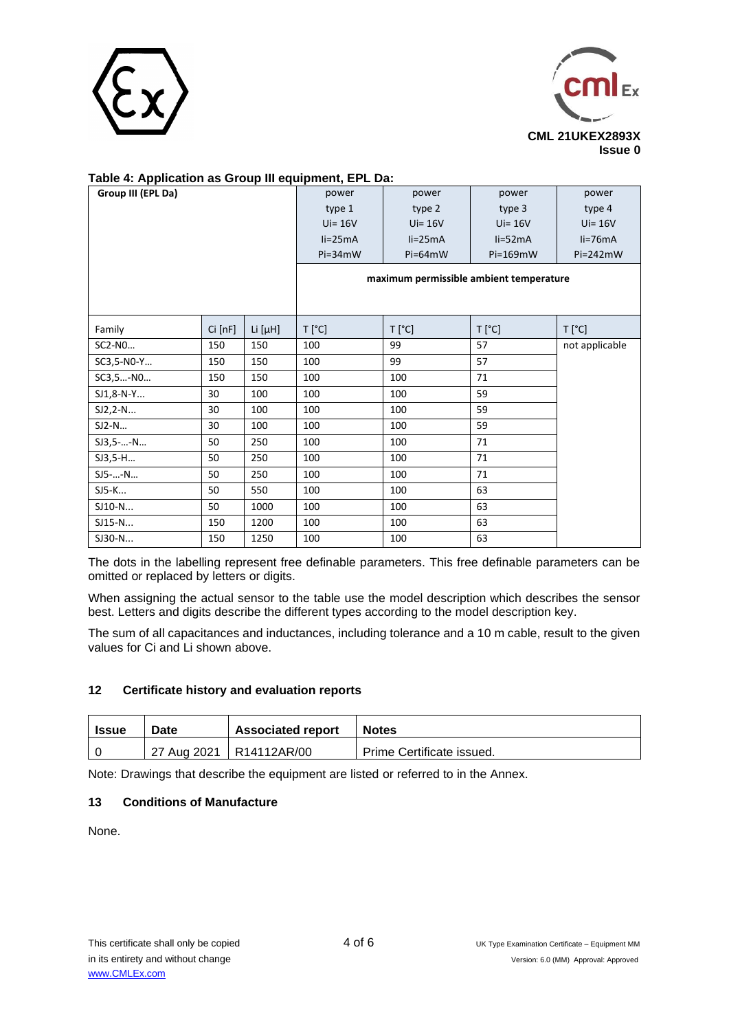**Table 4: Application as Group III equipment, EPL Da:**

| Group III (EPL Da) | | | power type 1 Ui= 16V Ii=25mA Pi=34mW | power type 2 Ui= 16V Ii=25mA Pi=64mW | power type 3 Ui= 16V Ii=52mA Pi=169mW | power type 4 Ui= 16V Ii=76mA Pi=242mW |
|---|---|---|---|---|---|---|
| | | | maximum permissible ambient temperature | | | |
| Family | Ci [nF] | Li [µH] | T [°C] | T [°C] | T [°C] | T [°C] |
| SC2-N0… | 150 | 150 | 100 | 99 | 57 | not applicable |
| SC3,5-N0-Y… | 150 | 150 | 100 | 99 | 57 | |
| SC3,5…-N0… | 150 | 150 | 100 | 100 | 71 | |
| SJ1,8-N-Y… | 30 | 100 | 100 | 100 | 59 | |
| SJ2,2-N… | 30 | 100 | 100 | 100 | 59 | |
| SJ2-N… | 30 | 100 | 100 | 100 | 59 | |
| SJ3,5-…-N… | 50 | 250 | 100 | 100 | 71 | |
| SJ3,5-H… | 50 | 250 | 100 | 100 | 71 | |
| SJ5-…-N… | 50 | 250 | 100 | 100 | 71 | |
| SJ5-K... | 50 | 550 | 100 | 100 | 63 | |
| SJ10-N... | 50 | 1000 | 100 | 100 | 63 | |
| SJ15-N... | 150 | 1200 | 100 | 100 | 63 | |
| SJ30-N... | 150 | 1250 | 100 | 100 | 63 | |

The dots in the labelling represent free definable parameters. This free definable parameters can be omitted or replaced by letters or digits.

When assigning the actual sensor to the table use the model description which describes the sensor best. Letters and digits describe the different types according to the model description key.

The sum of all capacitances and inductances, including tolerance and a 10 m cable, result to the given values for Ci and Li shown above.

## 12 Certificate history and evaluation reports

| Issue | Date | Associated report | Notes |
|---|---|---|---|
| 0 | 27 Aug 2021 | R14112AR/00 | Prime Certificate issued. |

Note: Drawings that describe the equipment are listed or referred to in the Annex.

## 13 Conditions of Manufacture

None.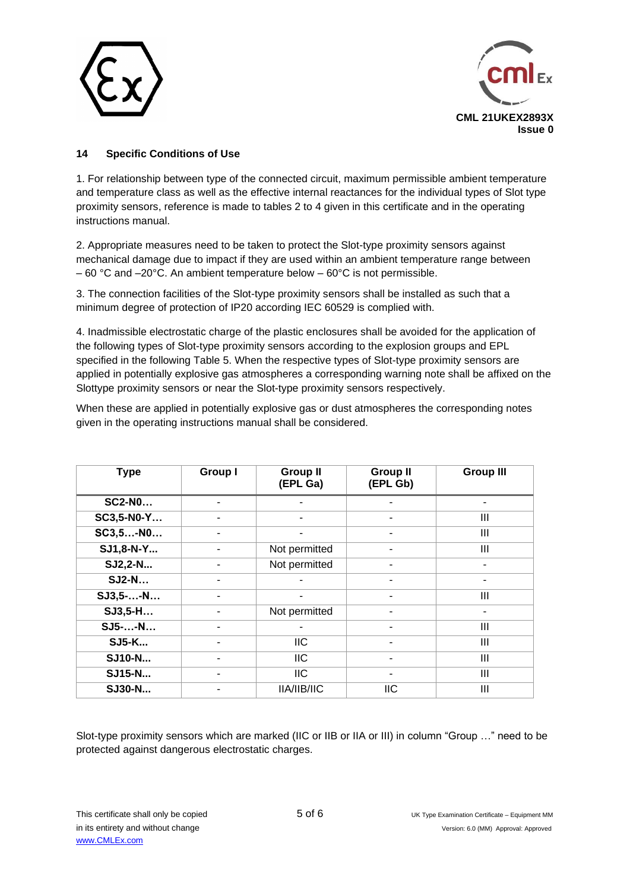## 14 Specific Conditions of Use

1. For relationship between type of the connected circuit, maximum permissible ambient temperature and temperature class as well as the effective internal reactances for the individual types of Slot type proximity sensors, reference is made to tables 2 to 4 given in this certificate and in the operating instructions manual.

2. Appropriate measures need to be taken to protect the Slot-type proximity sensors against mechanical damage due to impact if they are used within an ambient temperature range between – 60 °C and –20°C. An ambient temperature below – 60°C is not permissible.

3. The connection facilities of the Slot-type proximity sensors shall be installed as such that a minimum degree of protection of IP20 according IEC 60529 is complied with.

4. Inadmissible electrostatic charge of the plastic enclosures shall be avoided for the application of the following types of Slot-type proximity sensors according to the explosion groups and EPL specified in the following Table 5. When the respective types of Slot-type proximity sensors are applied in potentially explosive gas atmospheres a corresponding warning note shall be affixed on the Slottype proximity sensors or near the Slot-type proximity sensors respectively.

When these are applied in potentially explosive gas or dust atmospheres the corresponding notes given in the operating instructions manual shall be considered.

| Type | Group I | Group II (EPL Ga) | Group II (EPL Gb) | Group III |
|---|---|---|---|---|
| **SC2-N0…** | - | - | - | - |
| **SC3,5-N0-Y…** | - | - | - | III |
| **SC3,5…-N0…** | - | - | - | III |
| **SJ1,8-N-Y...** | - | Not permitted | - | III |
| **SJ2,2-N...** | - | Not permitted | - | - |
| **SJ2-N…** | - | - | - | - |
| **SJ3,5-…-N…** | - | - | - | III |
| **SJ3,5-H…** | - | Not permitted | - | - |
| **SJ5-…-N…** | - | - | - | III |
| **SJ5-K...** | - | IIC | - | III |
| **SJ10-N...** | - | IIC | - | III |
| **SJ15-N...** | - | IIC | - | III |
| **SJ30-N...** | - | IIA/IIB/IIC | IIC | III |

Slot-type proximity sensors which are marked (IIC or IIB or IIA or III) in column "Group …" need to be protected against dangerous electrostatic charges.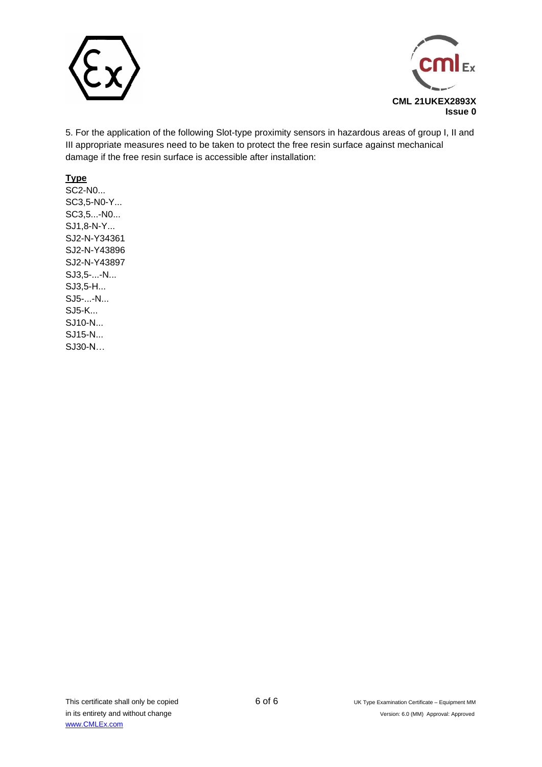5. For the application of the following Slot-type proximity sensors in hazardous areas of group I, II and III appropriate measures need to be taken to protect the free resin surface against mechanical damage if the free resin surface is accessible after installation:

**Type**

SC2-N0...
SC3,5-N0-Y...
SC3,5...-N0...
SJ1,8-N-Y...
SJ2-N-Y34361
SJ2-N-Y43896
SJ2-N-Y43897
SJ3,5-...-N...
SJ3,5-H...
SJ5-...-N...
SJ5-K...
SJ10-N...
SJ15-N...
SJ30-N…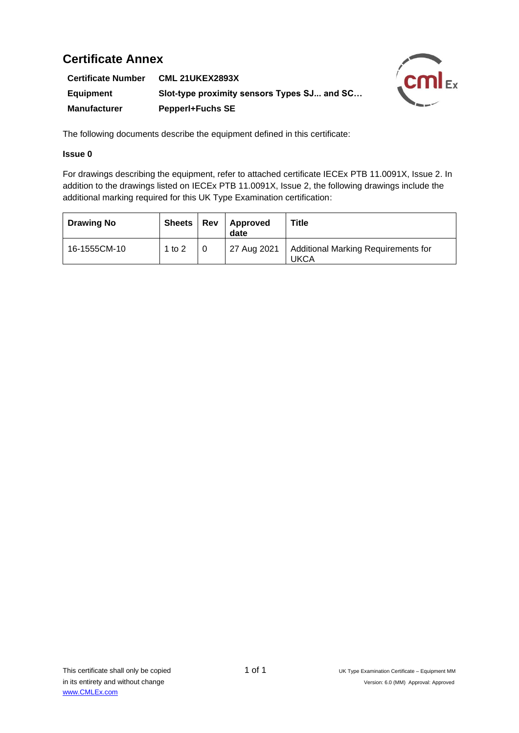# Certificate Annex

**Certificate Number** **CML 21UKEX2893X**

**Equipment** **Slot-type proximity sensors Types SJ... and SC…**

**Manufacturer** **Pepperl+Fuchs SE**

The following documents describe the equipment defined in this certificate:

**Issue 0**

For drawings describing the equipment, refer to attached certificate IECEx PTB 11.0091X, Issue 2. In addition to the drawings listed on IECEx PTB 11.0091X, Issue 2, the following drawings include the additional marking required for this UK Type Examination certification:

| Drawing No | Sheets | Rev | Approved date | Title |
|---|---|---|---|---|
| 16-1555CM-10 | 1 to 2 | 0 | 27 Aug 2021 | Additional Marking Requirements for UKCA |

This certificate shall only be copied in its entirety and without change
www.CMLEx.com

UK Type Examination Certificate – Equipment MM
Version: 6.0 (MM) Approval: Approved